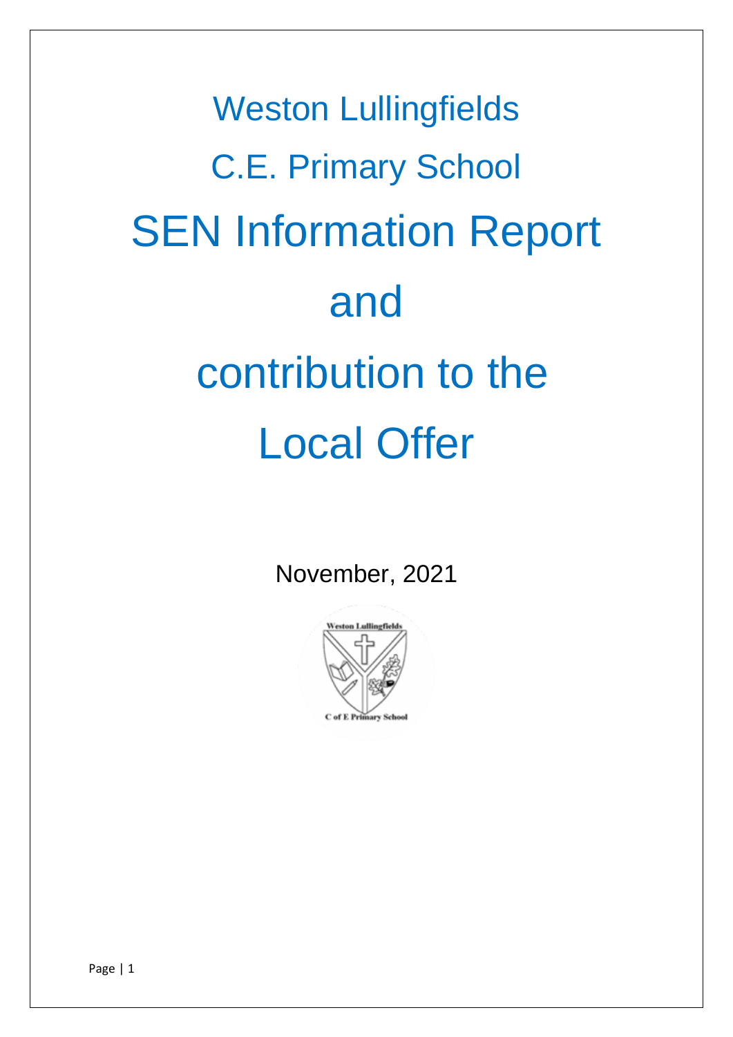# Weston Lullingfields C.E. Primary School

# SEN Information Report and contribution to the Local Offer

November, 2021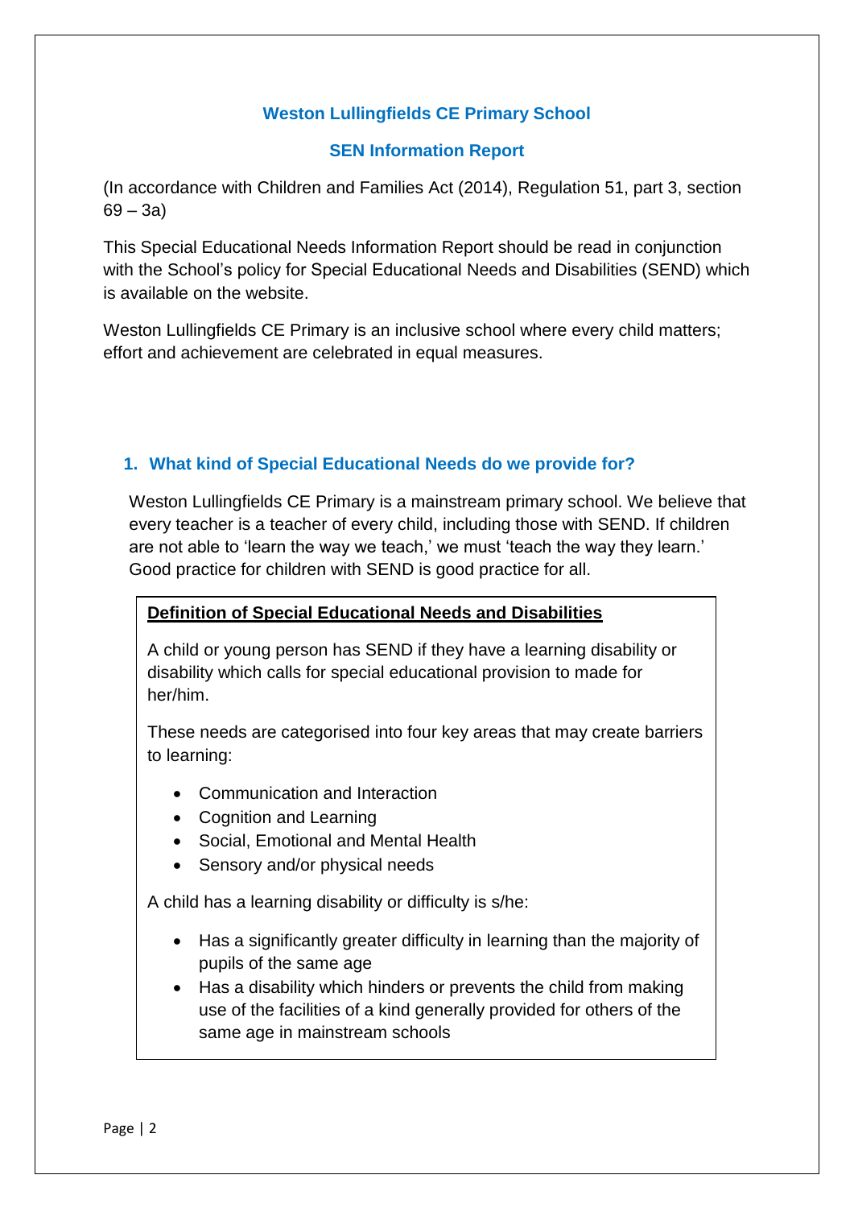**Weston Lullingfields CE Primary School**

**SEN Information Report**

(In accordance with Children and Families Act (2014), Regulation 51, part 3, section 69 – 3a)

This Special Educational Needs Information Report should be read in conjunction with the School's policy for Special Educational Needs and Disabilities (SEND) which is available on the website.

Weston Lullingfields CE Primary is an inclusive school where every child matters; effort and achievement are celebrated in equal measures.

## 1. What kind of Special Educational Needs do we provide for?

Weston Lullingfields CE Primary is a mainstream primary school. We believe that every teacher is a teacher of every child, including those with SEND. If children are not able to 'learn the way we teach,' we must 'teach the way they learn.' Good practice for children with SEND is good practice for all.

**Definition of Special Educational Needs and Disabilities**

A child or young person has SEND if they have a learning disability or disability which calls for special educational provision to made for her/him.

These needs are categorised into four key areas that may create barriers to learning:

- Communication and Interaction
- Cognition and Learning
- Social, Emotional and Mental Health
- Sensory and/or physical needs

A child has a learning disability or difficulty is s/he:

- Has a significantly greater difficulty in learning than the majority of pupils of the same age
- Has a disability which hinders or prevents the child from making use of the facilities of a kind generally provided for others of the same age in mainstream schools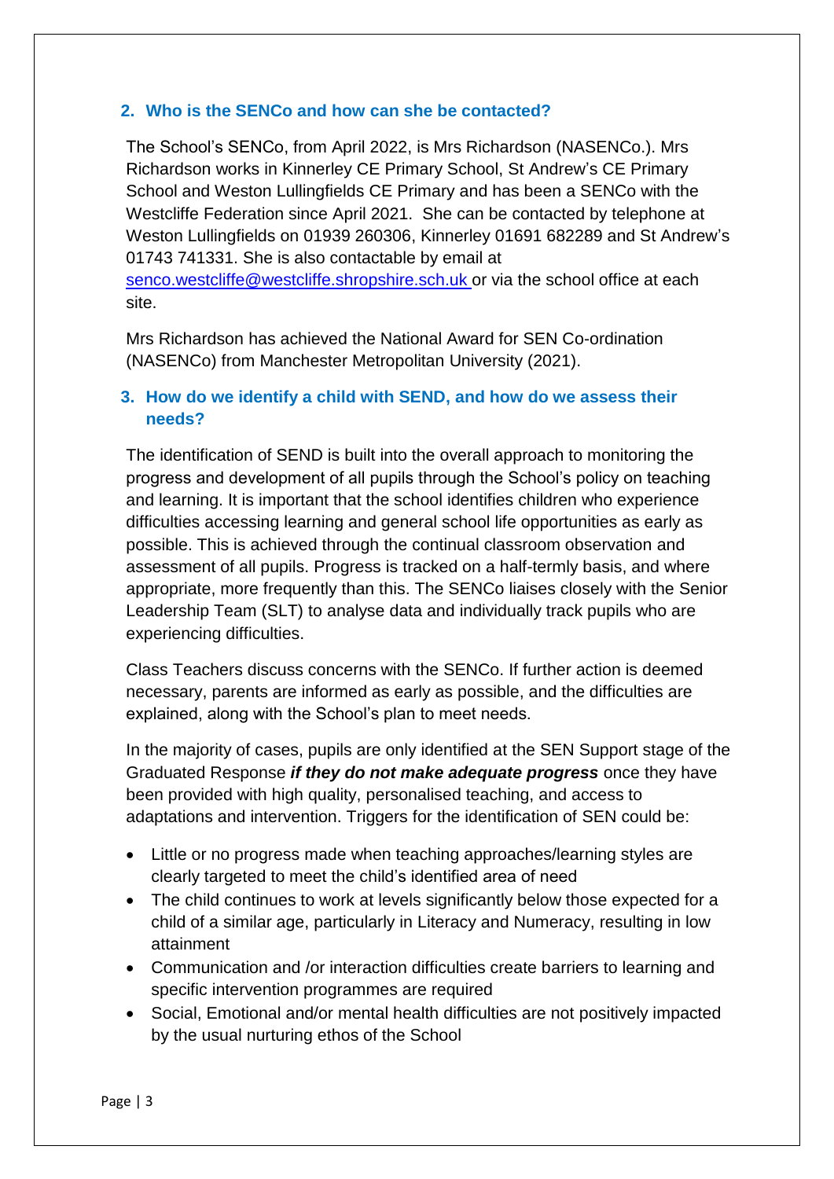## 2. Who is the SENCo and how can she be contacted?

The School's SENCo, from April 2022, is Mrs Richardson (NASENCo.). Mrs Richardson works in Kinnerley CE Primary School, St Andrew's CE Primary School and Weston Lullingfields CE Primary and has been a SENCo with the Westcliffe Federation since April 2021. She can be contacted by telephone at Weston Lullingfields on 01939 260306, Kinnerley 01691 682289 and St Andrew's 01743 741331. She is also contactable by email at senco.westcliffe@westcliffe.shropshire.sch.uk or via the school office at each site.

Mrs Richardson has achieved the National Award for SEN Co-ordination (NASENCo) from Manchester Metropolitan University (2021).

## 3. How do we identify a child with SEND, and how do we assess their needs?

The identification of SEND is built into the overall approach to monitoring the progress and development of all pupils through the School's policy on teaching and learning. It is important that the school identifies children who experience difficulties accessing learning and general school life opportunities as early as possible. This is achieved through the continual classroom observation and assessment of all pupils. Progress is tracked on a half-termly basis, and where appropriate, more frequently than this. The SENCo liaises closely with the Senior Leadership Team (SLT) to analyse data and individually track pupils who are experiencing difficulties.

Class Teachers discuss concerns with the SENCo. If further action is deemed necessary, parents are informed as early as possible, and the difficulties are explained, along with the School's plan to meet needs.

In the majority of cases, pupils are only identified at the SEN Support stage of the Graduated Response ***if they do not make adequate progress*** once they have been provided with high quality, personalised teaching, and access to adaptations and intervention. Triggers for the identification of SEN could be:

- Little or no progress made when teaching approaches/learning styles are clearly targeted to meet the child's identified area of need
- The child continues to work at levels significantly below those expected for a child of a similar age, particularly in Literacy and Numeracy, resulting in low attainment
- Communication and /or interaction difficulties create barriers to learning and specific intervention programmes are required
- Social, Emotional and/or mental health difficulties are not positively impacted by the usual nurturing ethos of the School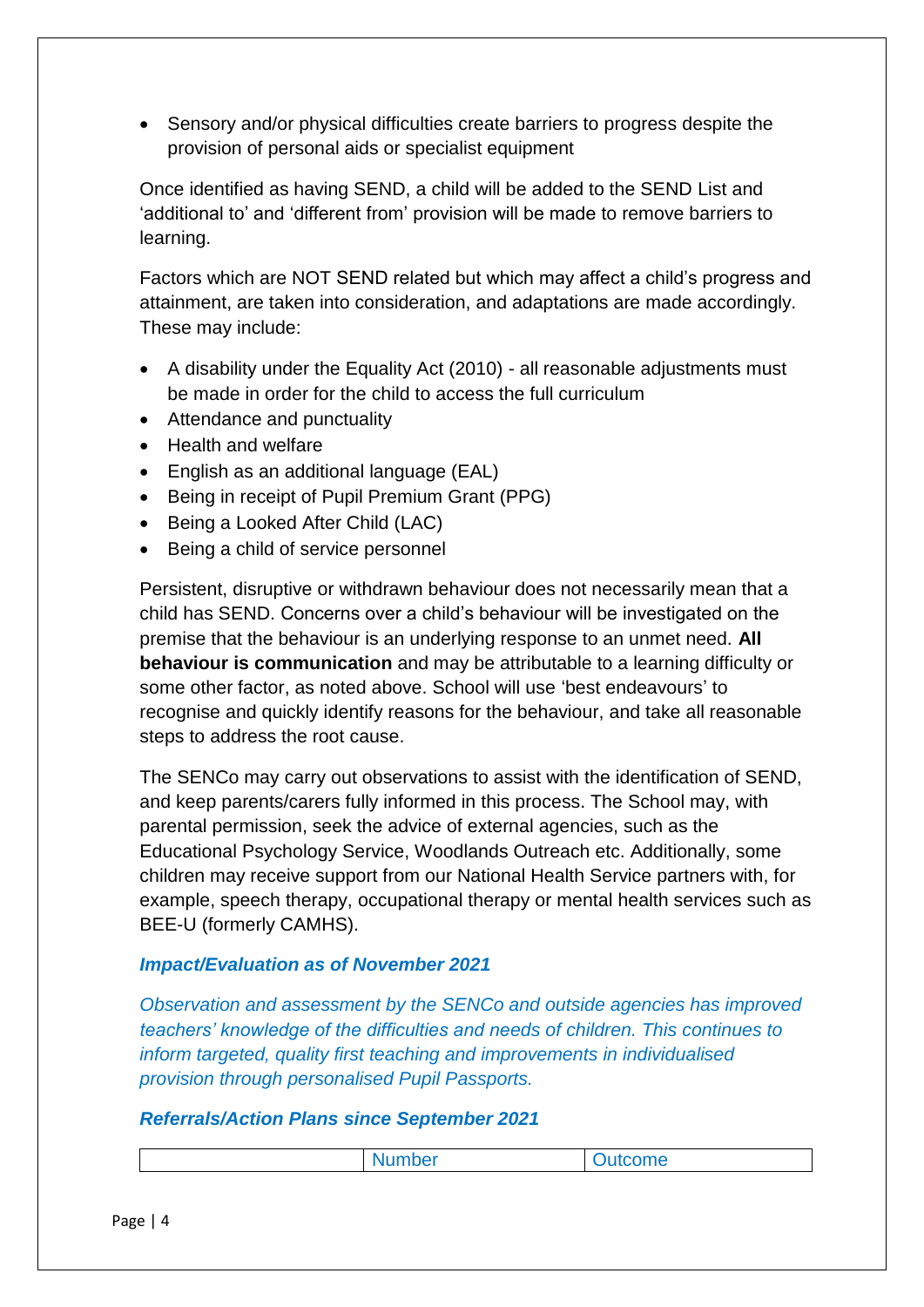- Sensory and/or physical difficulties create barriers to progress despite the provision of personal aids or specialist equipment

Once identified as having SEND, a child will be added to the SEND List and 'additional to' and 'different from' provision will be made to remove barriers to learning.

Factors which are NOT SEND related but which may affect a child's progress and attainment, are taken into consideration, and adaptations are made accordingly. These may include:

- A disability under the Equality Act (2010) - all reasonable adjustments must be made in order for the child to access the full curriculum
- Attendance and punctuality
- Health and welfare
- English as an additional language (EAL)
- Being in receipt of Pupil Premium Grant (PPG)
- Being a Looked After Child (LAC)
- Being a child of service personnel

Persistent, disruptive or withdrawn behaviour does not necessarily mean that a child has SEND. Concerns over a child's behaviour will be investigated on the premise that the behaviour is an underlying response to an unmet need. **All behaviour is communication** and may be attributable to a learning difficulty or some other factor, as noted above. School will use 'best endeavours' to recognise and quickly identify reasons for the behaviour, and take all reasonable steps to address the root cause.

The SENCo may carry out observations to assist with the identification of SEND, and keep parents/carers fully informed in this process. The School may, with parental permission, seek the advice of external agencies, such as the Educational Psychology Service, Woodlands Outreach etc. Additionally, some children may receive support from our National Health Service partners with, for example, speech therapy, occupational therapy or mental health services such as BEE-U (formerly CAMHS).

***Impact/Evaluation as of November 2021***

*Observation and assessment by the SENCo and outside agencies has improved teachers' knowledge of the difficulties and needs of children. This continues to inform targeted, quality first teaching and improvements in individualised provision through personalised Pupil Passports.*

***Referrals/Action Plans since September 2021***

| | Number | Outcome |
|---|---|---|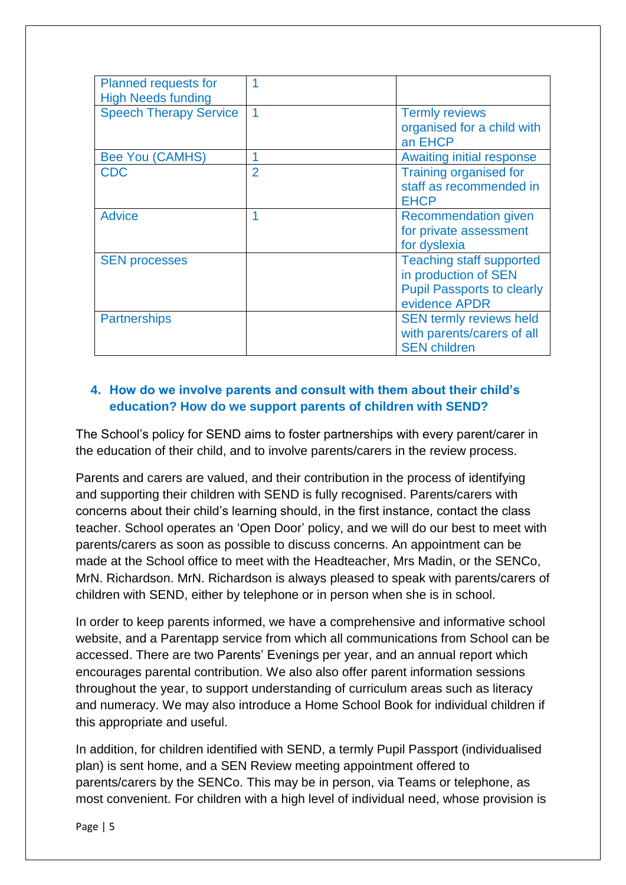| Planned requests for High Needs funding | 1 | |
| --- | --- | --- |
| Speech Therapy Service | 1 | Termly reviews organised for a child with an EHCP |
| Bee You (CAMHS) | 1 | Awaiting initial response |
| CDC | 2 | Training organised for staff as recommended in EHCP |
| Advice | 1 | Recommendation given for private assessment for dyslexia |
| SEN processes | | Teaching staff supported in production of SEN Pupil Passports to clearly evidence APDR |
| Partnerships | | SEN termly reviews held with parents/carers of all SEN children |

### 4. How do we involve parents and consult with them about their child's education? How do we support parents of children with SEND?

The School's policy for SEND aims to foster partnerships with every parent/carer in the education of their child, and to involve parents/carers in the review process.

Parents and carers are valued, and their contribution in the process of identifying and supporting their children with SEND is fully recognised. Parents/carers with concerns about their child's learning should, in the first instance, contact the class teacher. School operates an 'Open Door' policy, and we will do our best to meet with parents/carers as soon as possible to discuss concerns. An appointment can be made at the School office to meet with the Headteacher, Mrs Madin, or the SENCo, MrN. Richardson. MrN. Richardson is always pleased to speak with parents/carers of children with SEND, either by telephone or in person when she is in school.

In order to keep parents informed, we have a comprehensive and informative school website, and a Parentapp service from which all communications from School can be accessed. There are two Parents' Evenings per year, and an annual report which encourages parental contribution. We also also offer parent information sessions throughout the year, to support understanding of curriculum areas such as literacy and numeracy. We may also introduce a Home School Book for individual children if this appropriate and useful.

In addition, for children identified with SEND, a termly Pupil Passport (individualised plan) is sent home, and a SEN Review meeting appointment offered to parents/carers by the SENCo. This may be in person, via Teams or telephone, as most convenient. For children with a high level of individual need, whose provision is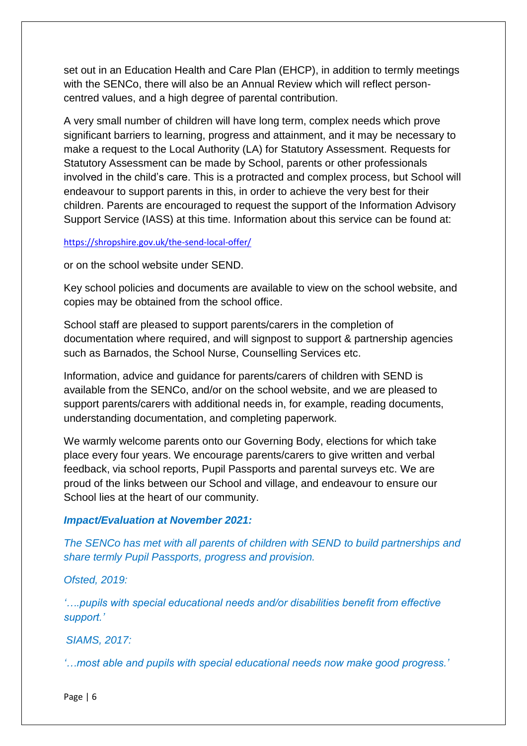set out in an Education Health and Care Plan (EHCP), in addition to termly meetings with the SENCo, there will also be an Annual Review which will reflect person-centred values, and a high degree of parental contribution.

A very small number of children will have long term, complex needs which prove significant barriers to learning, progress and attainment, and it may be necessary to make a request to the Local Authority (LA) for Statutory Assessment. Requests for Statutory Assessment can be made by School, parents or other professionals involved in the child's care. This is a protracted and complex process, but School will endeavour to support parents in this, in order to achieve the very best for their children. Parents are encouraged to request the support of the Information Advisory Support Service (IASS) at this time. Information about this service can be found at:

https://shropshire.gov.uk/the-send-local-offer/

or on the school website under SEND.

Key school policies and documents are available to view on the school website, and copies may be obtained from the school office.

School staff are pleased to support parents/carers in the completion of documentation where required, and will signpost to support & partnership agencies such as Barnados, the School Nurse, Counselling Services etc.

Information, advice and guidance for parents/carers of children with SEND is available from the SENCo, and/or on the school website, and we are pleased to support parents/carers with additional needs in, for example, reading documents, understanding documentation, and completing paperwork.

We warmly welcome parents onto our Governing Body, elections for which take place every four years. We encourage parents/carers to give written and verbal feedback, via school reports, Pupil Passports and parental surveys etc. We are proud of the links between our School and village, and endeavour to ensure our School lies at the heart of our community.

***Impact/Evaluation at November 2021:***

*The SENCo has met with all parents of children with SEND to build partnerships and share termly Pupil Passports, progress and provision.*

*Ofsted, 2019:*

*'….pupils with special educational needs and/or disabilities benefit from effective support.'*

*SIAMS, 2017:*

*'…most able and pupils with special educational needs now make good progress.'*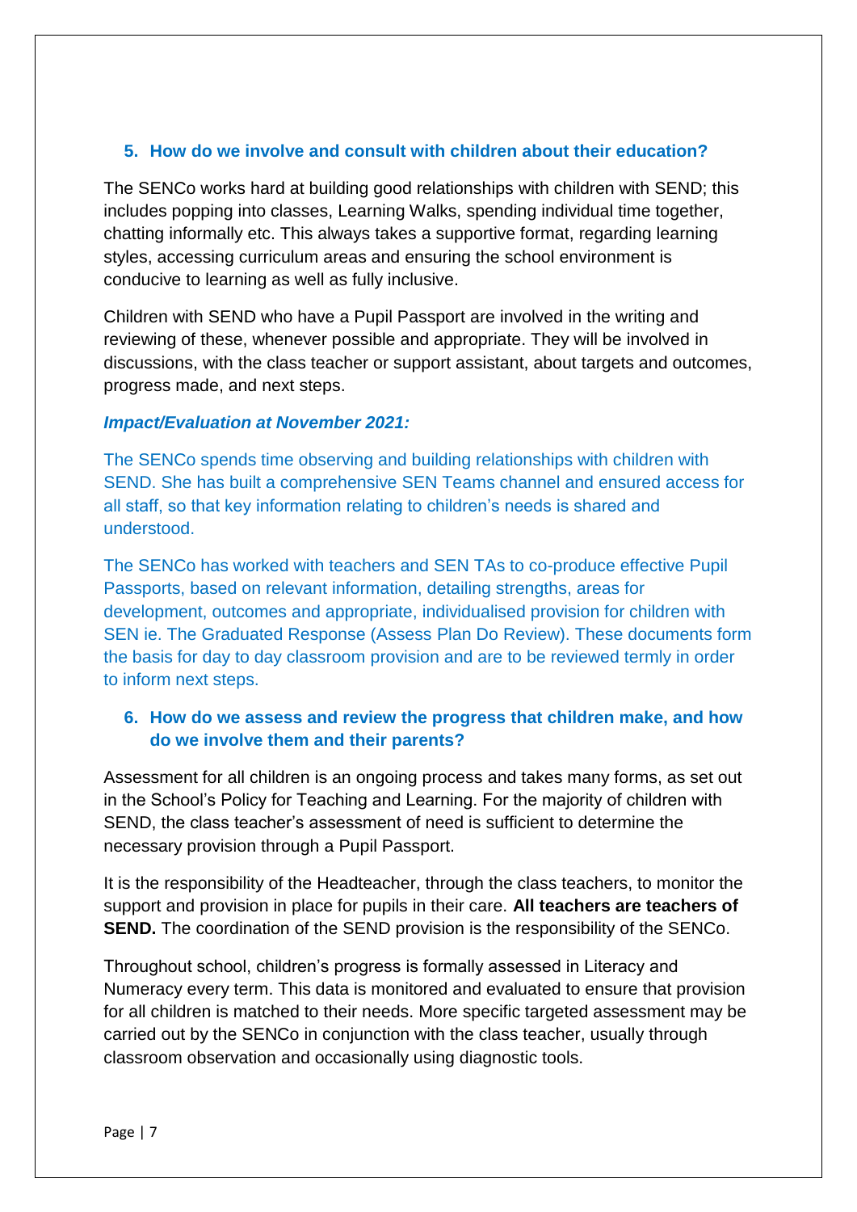## 5. How do we involve and consult with children about their education?

The SENCo works hard at building good relationships with children with SEND; this includes popping into classes, Learning Walks, spending individual time together, chatting informally etc. This always takes a supportive format, regarding learning styles, accessing curriculum areas and ensuring the school environment is conducive to learning as well as fully inclusive.

Children with SEND who have a Pupil Passport are involved in the writing and reviewing of these, whenever possible and appropriate. They will be involved in discussions, with the class teacher or support assistant, about targets and outcomes, progress made, and next steps.

***Impact/Evaluation at November 2021:***

The SENCo spends time observing and building relationships with children with SEND. She has built a comprehensive SEN Teams channel and ensured access for all staff, so that key information relating to children's needs is shared and understood.

The SENCo has worked with teachers and SEN TAs to co-produce effective Pupil Passports, based on relevant information, detailing strengths, areas for development, outcomes and appropriate, individualised provision for children with SEN ie. The Graduated Response (Assess Plan Do Review). These documents form the basis for day to day classroom provision and are to be reviewed termly in order to inform next steps.

## 6. How do we assess and review the progress that children make, and how do we involve them and their parents?

Assessment for all children is an ongoing process and takes many forms, as set out in the School's Policy for Teaching and Learning. For the majority of children with SEND, the class teacher's assessment of need is sufficient to determine the necessary provision through a Pupil Passport.

It is the responsibility of the Headteacher, through the class teachers, to monitor the support and provision in place for pupils in their care. **All teachers are teachers of SEND.** The coordination of the SEND provision is the responsibility of the SENCo.

Throughout school, children's progress is formally assessed in Literacy and Numeracy every term. This data is monitored and evaluated to ensure that provision for all children is matched to their needs. More specific targeted assessment may be carried out by the SENCo in conjunction with the class teacher, usually through classroom observation and occasionally using diagnostic tools.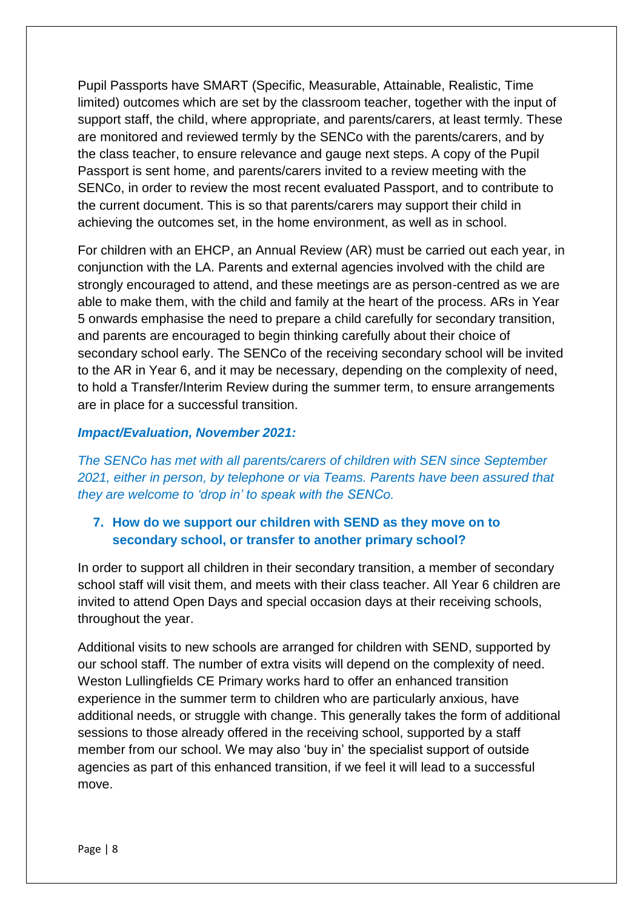Pupil Passports have SMART (Specific, Measurable, Attainable, Realistic, Time limited) outcomes which are set by the classroom teacher, together with the input of support staff, the child, where appropriate, and parents/carers, at least termly. These are monitored and reviewed termly by the SENCo with the parents/carers, and by the class teacher, to ensure relevance and gauge next steps. A copy of the Pupil Passport is sent home, and parents/carers invited to a review meeting with the SENCo, in order to review the most recent evaluated Passport, and to contribute to the current document. This is so that parents/carers may support their child in achieving the outcomes set, in the home environment, as well as in school.

For children with an EHCP, an Annual Review (AR) must be carried out each year, in conjunction with the LA. Parents and external agencies involved with the child are strongly encouraged to attend, and these meetings are as person-centred as we are able to make them, with the child and family at the heart of the process. ARs in Year 5 onwards emphasise the need to prepare a child carefully for secondary transition, and parents are encouraged to begin thinking carefully about their choice of secondary school early. The SENCo of the receiving secondary school will be invited to the AR in Year 6, and it may be necessary, depending on the complexity of need, to hold a Transfer/Interim Review during the summer term, to ensure arrangements are in place for a successful transition.

***Impact/Evaluation, November 2021:***

*The SENCo has met with all parents/carers of children with SEN since September 2021, either in person, by telephone or via Teams. Parents have been assured that they are welcome to 'drop in' to speak with the SENCo.*

## 7. How do we support our children with SEND as they move on to secondary school, or transfer to another primary school?

In order to support all children in their secondary transition, a member of secondary school staff will visit them, and meets with their class teacher. All Year 6 children are invited to attend Open Days and special occasion days at their receiving schools, throughout the year.

Additional visits to new schools are arranged for children with SEND, supported by our school staff. The number of extra visits will depend on the complexity of need. Weston Lullingfields CE Primary works hard to offer an enhanced transition experience in the summer term to children who are particularly anxious, have additional needs, or struggle with change. This generally takes the form of additional sessions to those already offered in the receiving school, supported by a staff member from our school. We may also 'buy in' the specialist support of outside agencies as part of this enhanced transition, if we feel it will lead to a successful move.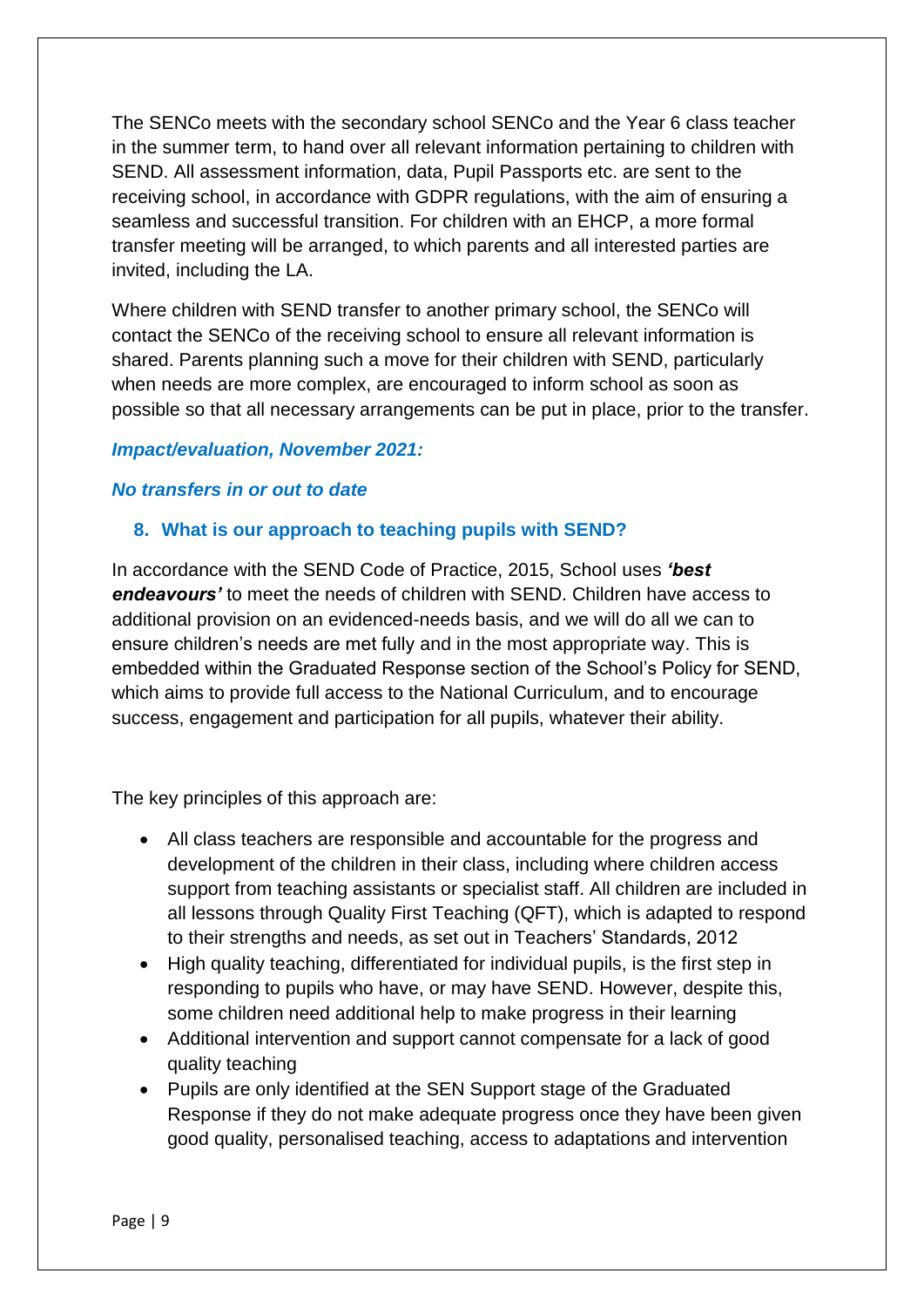The SENCo meets with the secondary school SENCo and the Year 6 class teacher in the summer term, to hand over all relevant information pertaining to children with SEND. All assessment information, data, Pupil Passports etc. are sent to the receiving school, in accordance with GDPR regulations, with the aim of ensuring a seamless and successful transition. For children with an EHCP, a more formal transfer meeting will be arranged, to which parents and all interested parties are invited, including the LA.

Where children with SEND transfer to another primary school, the SENCo will contact the SENCo of the receiving school to ensure all relevant information is shared. Parents planning such a move for their children with SEND, particularly when needs are more complex, are encouraged to inform school as soon as possible so that all necessary arrangements can be put in place, prior to the transfer.

***Impact/evaluation, November 2021:***

***No transfers in or out to date***

## 8. What is our approach to teaching pupils with SEND?

In accordance with the SEND Code of Practice, 2015, School uses ***'best endeavours'*** to meet the needs of children with SEND. Children have access to additional provision on an evidenced-needs basis, and we will do all we can to ensure children's needs are met fully and in the most appropriate way. This is embedded within the Graduated Response section of the School's Policy for SEND, which aims to provide full access to the National Curriculum, and to encourage success, engagement and participation for all pupils, whatever their ability.

The key principles of this approach are:

- All class teachers are responsible and accountable for the progress and development of the children in their class, including where children access support from teaching assistants or specialist staff. All children are included in all lessons through Quality First Teaching (QFT), which is adapted to respond to their strengths and needs, as set out in Teachers' Standards, 2012
- High quality teaching, differentiated for individual pupils, is the first step in responding to pupils who have, or may have SEND. However, despite this, some children need additional help to make progress in their learning
- Additional intervention and support cannot compensate for a lack of good quality teaching
- Pupils are only identified at the SEN Support stage of the Graduated Response if they do not make adequate progress once they have been given good quality, personalised teaching, access to adaptations and intervention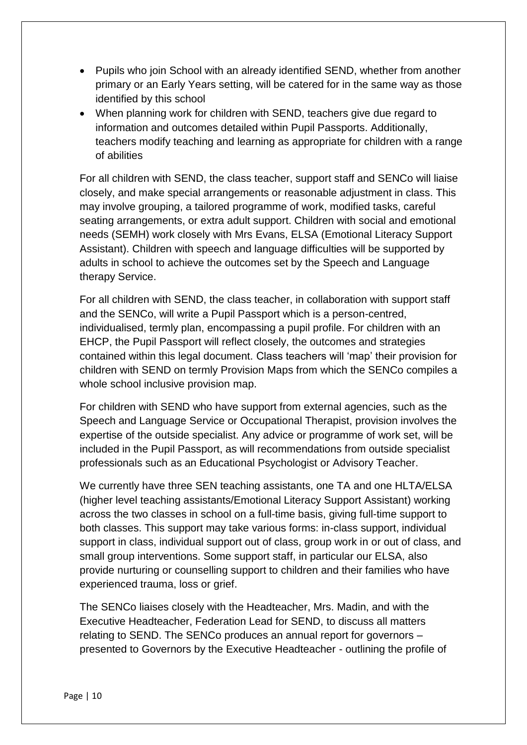- Pupils who join School with an already identified SEND, whether from another primary or an Early Years setting, will be catered for in the same way as those identified by this school
- When planning work for children with SEND, teachers give due regard to information and outcomes detailed within Pupil Passports. Additionally, teachers modify teaching and learning as appropriate for children with a range of abilities

For all children with SEND, the class teacher, support staff and SENCo will liaise closely, and make special arrangements or reasonable adjustment in class. This may involve grouping, a tailored programme of work, modified tasks, careful seating arrangements, or extra adult support. Children with social and emotional needs (SEMH) work closely with Mrs Evans, ELSA (Emotional Literacy Support Assistant). Children with speech and language difficulties will be supported by adults in school to achieve the outcomes set by the Speech and Language therapy Service.

For all children with SEND, the class teacher, in collaboration with support staff and the SENCo, will write a Pupil Passport which is a person-centred, individualised, termly plan, encompassing a pupil profile. For children with an EHCP, the Pupil Passport will reflect closely, the outcomes and strategies contained within this legal document. Class teachers will 'map' their provision for children with SEND on termly Provision Maps from which the SENCo compiles a whole school inclusive provision map.

For children with SEND who have support from external agencies, such as the Speech and Language Service or Occupational Therapist, provision involves the expertise of the outside specialist. Any advice or programme of work set, will be included in the Pupil Passport, as will recommendations from outside specialist professionals such as an Educational Psychologist or Advisory Teacher.

We currently have three SEN teaching assistants, one TA and one HLTA/ELSA (higher level teaching assistants/Emotional Literacy Support Assistant) working across the two classes in school on a full-time basis, giving full-time support to both classes. This support may take various forms: in-class support, individual support in class, individual support out of class, group work in or out of class, and small group interventions. Some support staff, in particular our ELSA, also provide nurturing or counselling support to children and their families who have experienced trauma, loss or grief.

The SENCo liaises closely with the Headteacher, Mrs. Madin, and with the Executive Headteacher, Federation Lead for SEND, to discuss all matters relating to SEND. The SENCo produces an annual report for governors – presented to Governors by the Executive Headteacher - outlining the profile of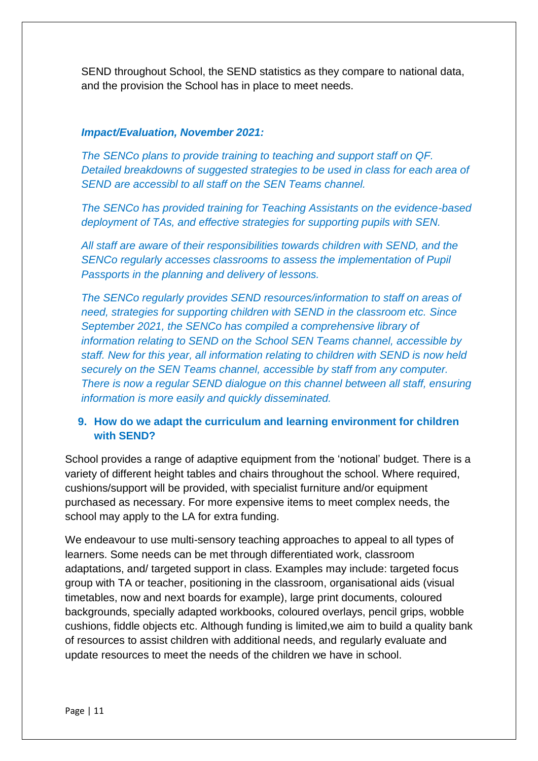SEND throughout School, the SEND statistics as they compare to national data, and the provision the School has in place to meet needs.

***Impact/Evaluation, November 2021:***

*The SENCo plans to provide training to teaching and support staff on QF. Detailed breakdowns of suggested strategies to be used in class for each area of SEND are accessibl to all staff on the SEN Teams channel.*

*The SENCo has provided training for Teaching Assistants on the evidence-based deployment of TAs, and effective strategies for supporting pupils with SEN.*

*All staff are aware of their responsibilities towards children with SEND, and the SENCo regularly accesses classrooms to assess the implementation of Pupil Passports in the planning and delivery of lessons.*

*The SENCo regularly provides SEND resources/information to staff on areas of need, strategies for supporting children with SEND in the classroom etc. Since September 2021, the SENCo has compiled a comprehensive library of information relating to SEND on the School SEN Teams channel, accessible by staff. New for this year, all information relating to children with SEND is now held securely on the SEN Teams channel, accessible by staff from any computer. There is now a regular SEND dialogue on this channel between all staff, ensuring information is more easily and quickly disseminated.*

## 9. How do we adapt the curriculum and learning environment for children with SEND?

School provides a range of adaptive equipment from the 'notional' budget. There is a variety of different height tables and chairs throughout the school. Where required, cushions/support will be provided, with specialist furniture and/or equipment purchased as necessary. For more expensive items to meet complex needs, the school may apply to the LA for extra funding.

We endeavour to use multi-sensory teaching approaches to appeal to all types of learners. Some needs can be met through differentiated work, classroom adaptations, and/ targeted support in class. Examples may include: targeted focus group with TA or teacher, positioning in the classroom, organisational aids (visual timetables, now and next boards for example), large print documents, coloured backgrounds, specially adapted workbooks, coloured overlays, pencil grips, wobble cushions, fiddle objects etc. Although funding is limited,we aim to build a quality bank of resources to assist children with additional needs, and regularly evaluate and update resources to meet the needs of the children we have in school.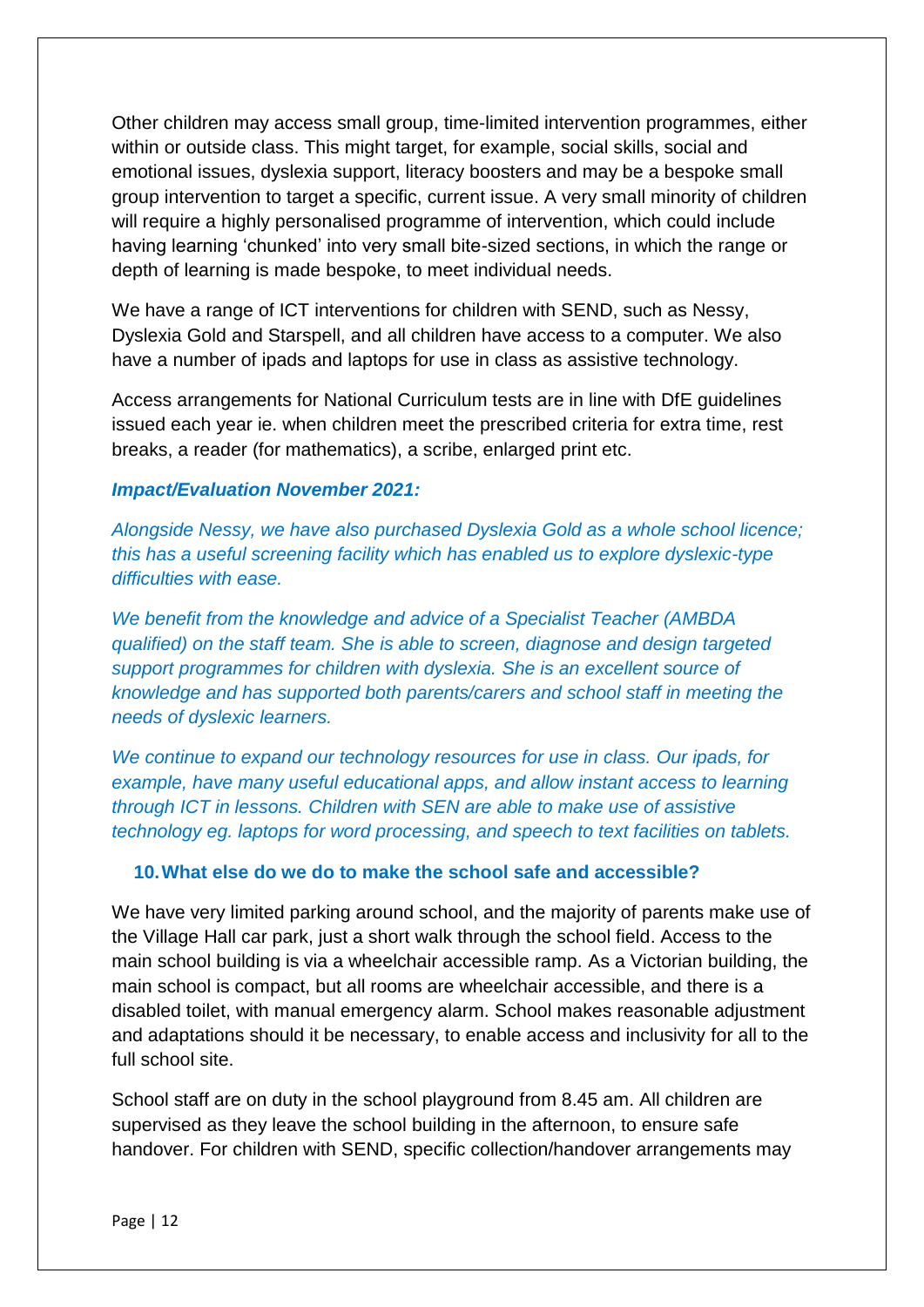Other children may access small group, time-limited intervention programmes, either within or outside class. This might target, for example, social skills, social and emotional issues, dyslexia support, literacy boosters and may be a bespoke small group intervention to target a specific, current issue. A very small minority of children will require a highly personalised programme of intervention, which could include having learning 'chunked' into very small bite-sized sections, in which the range or depth of learning is made bespoke, to meet individual needs.

We have a range of ICT interventions for children with SEND, such as Nessy, Dyslexia Gold and Starspell, and all children have access to a computer. We also have a number of ipads and laptops for use in class as assistive technology.

Access arrangements for National Curriculum tests are in line with DfE guidelines issued each year ie. when children meet the prescribed criteria for extra time, rest breaks, a reader (for mathematics), a scribe, enlarged print etc.

***Impact/Evaluation November 2021:***

*Alongside Nessy, we have also purchased Dyslexia Gold as a whole school licence; this has a useful screening facility which has enabled us to explore dyslexic-type difficulties with ease.*

*We benefit from the knowledge and advice of a Specialist Teacher (AMBDA qualified) on the staff team. She is able to screen, diagnose and design targeted support programmes for children with dyslexia. She is an excellent source of knowledge and has supported both parents/carers and school staff in meeting the needs of dyslexic learners.*

*We continue to expand our technology resources for use in class. Our ipads, for example, have many useful educational apps, and allow instant access to learning through ICT in lessons. Children with SEN are able to make use of assistive technology eg. laptops for word processing, and speech to text facilities on tablets.*

## 10. What else do we do to make the school safe and accessible?

We have very limited parking around school, and the majority of parents make use of the Village Hall car park, just a short walk through the school field. Access to the main school building is via a wheelchair accessible ramp. As a Victorian building, the main school is compact, but all rooms are wheelchair accessible, and there is a disabled toilet, with manual emergency alarm. School makes reasonable adjustment and adaptations should it be necessary, to enable access and inclusivity for all to the full school site.

School staff are on duty in the school playground from 8.45 am. All children are supervised as they leave the school building in the afternoon, to ensure safe handover. For children with SEND, specific collection/handover arrangements may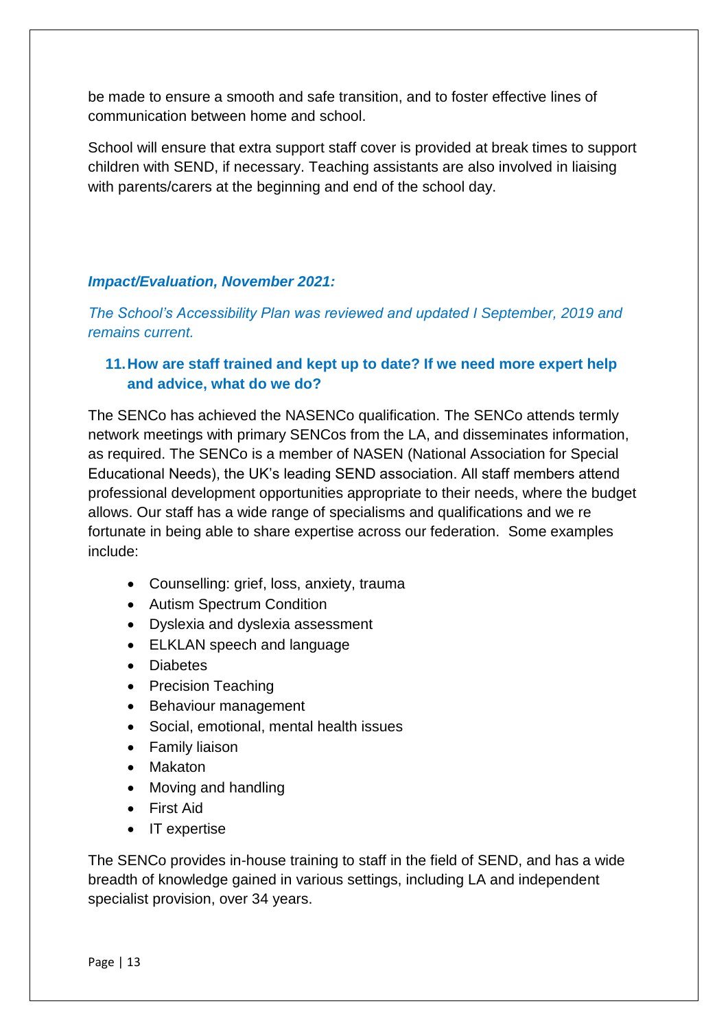be made to ensure a smooth and safe transition, and to foster effective lines of communication between home and school.

School will ensure that extra support staff cover is provided at break times to support children with SEND, if necessary. Teaching assistants are also involved in liaising with parents/carers at the beginning and end of the school day.

***Impact/Evaluation, November 2021:***

*The School's Accessibility Plan was reviewed and updated I September, 2019 and remains current.*

## 11. How are staff trained and kept up to date? If we need more expert help and advice, what do we do?

The SENCo has achieved the NASENCo qualification. The SENCo attends termly network meetings with primary SENCos from the LA, and disseminates information, as required. The SENCo is a member of NASEN (National Association for Special Educational Needs), the UK's leading SEND association. All staff members attend professional development opportunities appropriate to their needs, where the budget allows. Our staff has a wide range of specialisms and qualifications and we re fortunate in being able to share expertise across our federation.  Some examples include:

- Counselling: grief, loss, anxiety, trauma
- Autism Spectrum Condition
- Dyslexia and dyslexia assessment
- ELKLAN speech and language
- Diabetes
- Precision Teaching
- Behaviour management
- Social, emotional, mental health issues
- Family liaison
- Makaton
- Moving and handling
- First Aid
- IT expertise

The SENCo provides in-house training to staff in the field of SEND, and has a wide breadth of knowledge gained in various settings, including LA and independent specialist provision, over 34 years.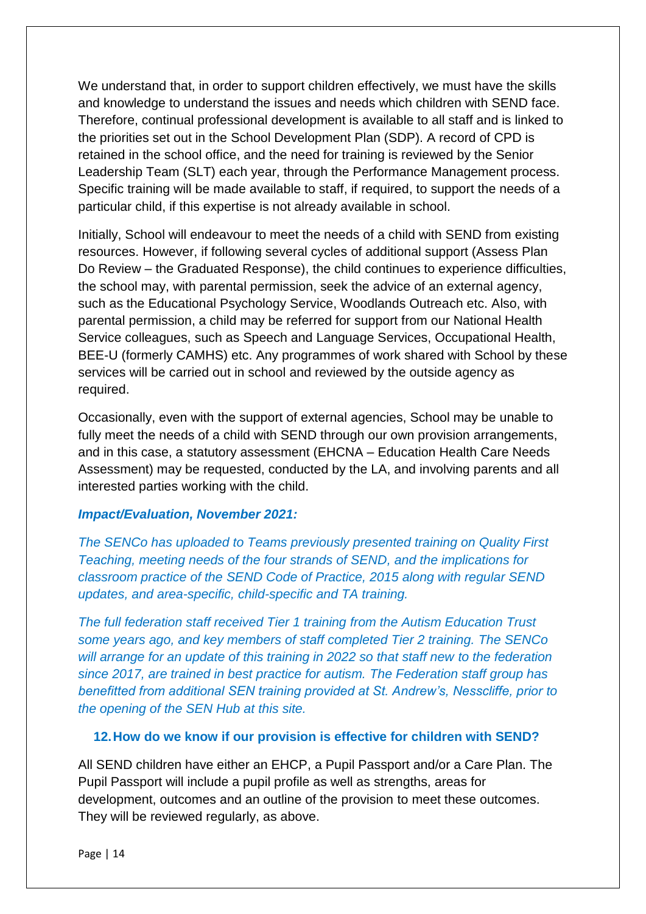We understand that, in order to support children effectively, we must have the skills and knowledge to understand the issues and needs which children with SEND face. Therefore, continual professional development is available to all staff and is linked to the priorities set out in the School Development Plan (SDP). A record of CPD is retained in the school office, and the need for training is reviewed by the Senior Leadership Team (SLT) each year, through the Performance Management process. Specific training will be made available to staff, if required, to support the needs of a particular child, if this expertise is not already available in school.

Initially, School will endeavour to meet the needs of a child with SEND from existing resources. However, if following several cycles of additional support (Assess Plan Do Review – the Graduated Response), the child continues to experience difficulties, the school may, with parental permission, seek the advice of an external agency, such as the Educational Psychology Service, Woodlands Outreach etc. Also, with parental permission, a child may be referred for support from our National Health Service colleagues, such as Speech and Language Services, Occupational Health, BEE-U (formerly CAMHS) etc. Any programmes of work shared with School by these services will be carried out in school and reviewed by the outside agency as required.

Occasionally, even with the support of external agencies, School may be unable to fully meet the needs of a child with SEND through our own provision arrangements, and in this case, a statutory assessment (EHCNA – Education Health Care Needs Assessment) may be requested, conducted by the LA, and involving parents and all interested parties working with the child.

***Impact/Evaluation, November 2021:***

*The SENCo has uploaded to Teams previously presented training on Quality First Teaching, meeting needs of the four strands of SEND, and the implications for classroom practice of the SEND Code of Practice, 2015 along with regular SEND updates, and area-specific, child-specific and TA training.*

*The full federation staff received Tier 1 training from the Autism Education Trust some years ago, and key members of staff completed Tier 2 training. The SENCo will arrange for an update of this training in 2022 so that staff new to the federation since 2017, are trained in best practice for autism. The Federation staff group has benefitted from additional SEN training provided at St. Andrew's, Nesscliffe, prior to the opening of the SEN Hub at this site.*

## 12. How do we know if our provision is effective for children with SEND?

All SEND children have either an EHCP, a Pupil Passport and/or a Care Plan. The Pupil Passport will include a pupil profile as well as strengths, areas for development, outcomes and an outline of the provision to meet these outcomes. They will be reviewed regularly, as above.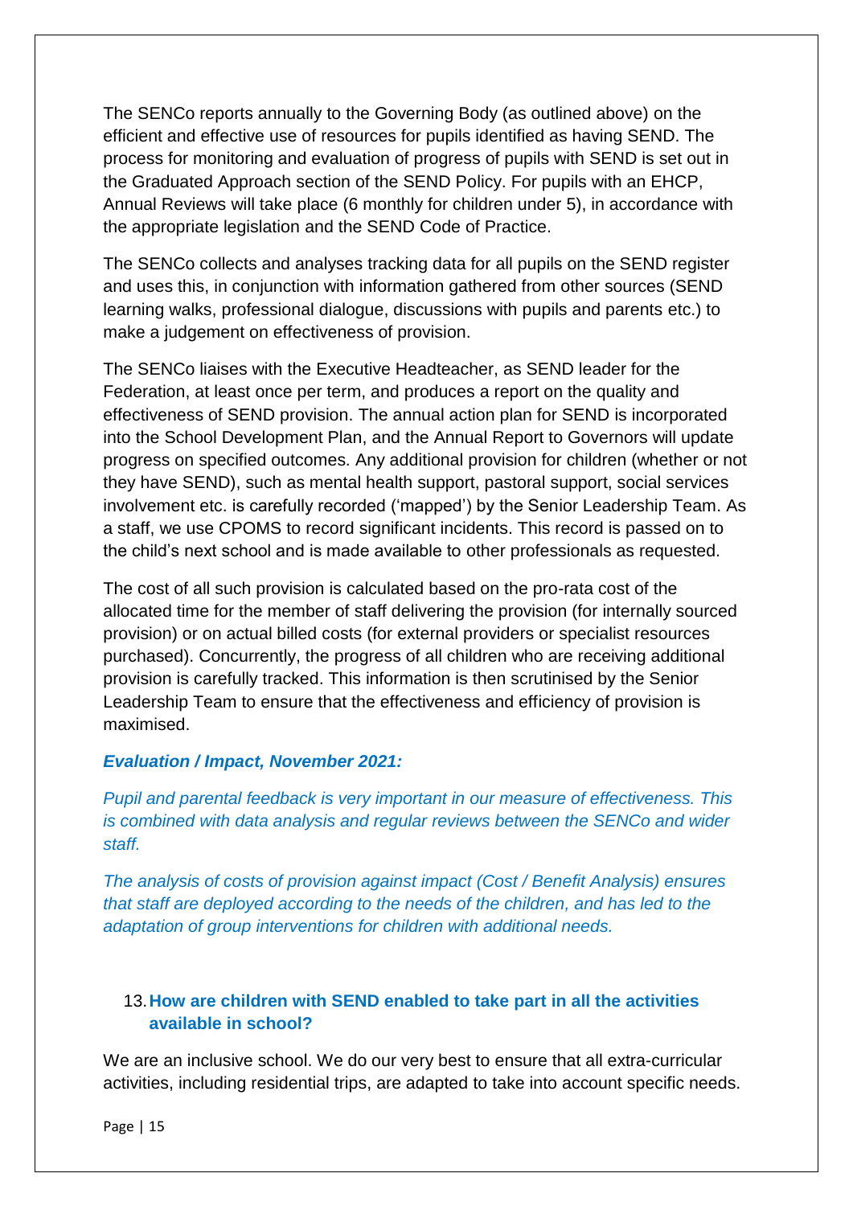The SENCo reports annually to the Governing Body (as outlined above) on the efficient and effective use of resources for pupils identified as having SEND. The process for monitoring and evaluation of progress of pupils with SEND is set out in the Graduated Approach section of the SEND Policy. For pupils with an EHCP, Annual Reviews will take place (6 monthly for children under 5), in accordance with the appropriate legislation and the SEND Code of Practice.

The SENCo collects and analyses tracking data for all pupils on the SEND register and uses this, in conjunction with information gathered from other sources (SEND learning walks, professional dialogue, discussions with pupils and parents etc.) to make a judgement on effectiveness of provision.

The SENCo liaises with the Executive Headteacher, as SEND leader for the Federation, at least once per term, and produces a report on the quality and effectiveness of SEND provision. The annual action plan for SEND is incorporated into the School Development Plan, and the Annual Report to Governors will update progress on specified outcomes. Any additional provision for children (whether or not they have SEND), such as mental health support, pastoral support, social services involvement etc. is carefully recorded ('mapped') by the Senior Leadership Team. As a staff, we use CPOMS to record significant incidents. This record is passed on to the child's next school and is made available to other professionals as requested.

The cost of all such provision is calculated based on the pro-rata cost of the allocated time for the member of staff delivering the provision (for internally sourced provision) or on actual billed costs (for external providers or specialist resources purchased). Concurrently, the progress of all children who are receiving additional provision is carefully tracked. This information is then scrutinised by the Senior Leadership Team to ensure that the effectiveness and efficiency of provision is maximised.

***Evaluation / Impact, November 2021:***

*Pupil and parental feedback is very important in our measure of effectiveness. This is combined with data analysis and regular reviews between the SENCo and wider staff.*

*The analysis of costs of provision against impact (Cost / Benefit Analysis) ensures that staff are deployed according to the needs of the children, and has led to the adaptation of group interventions for children with additional needs.*

### 13. How are children with SEND enabled to take part in all the activities available in school?

We are an inclusive school. We do our very best to ensure that all extra-curricular activities, including residential trips, are adapted to take into account specific needs.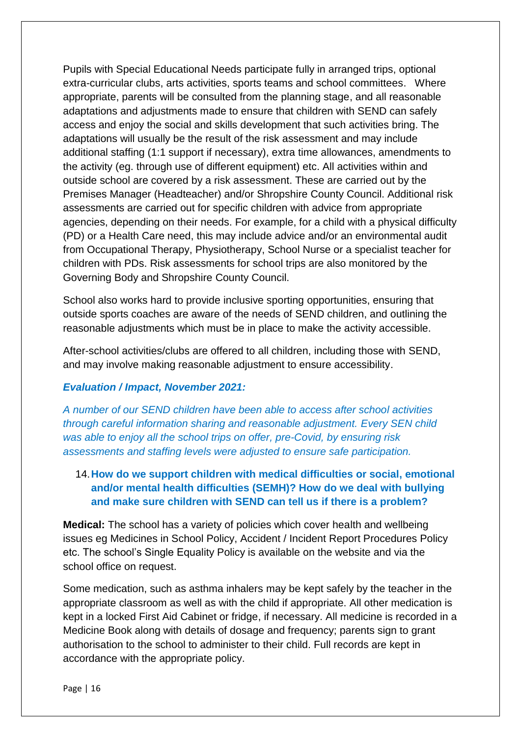Pupils with Special Educational Needs participate fully in arranged trips, optional extra-curricular clubs, arts activities, sports teams and school committees. Where appropriate, parents will be consulted from the planning stage, and all reasonable adaptations and adjustments made to ensure that children with SEND can safely access and enjoy the social and skills development that such activities bring. The adaptations will usually be the result of the risk assessment and may include additional staffing (1:1 support if necessary), extra time allowances, amendments to the activity (eg. through use of different equipment) etc. All activities within and outside school are covered by a risk assessment. These are carried out by the Premises Manager (Headteacher) and/or Shropshire County Council. Additional risk assessments are carried out for specific children with advice from appropriate agencies, depending on their needs. For example, for a child with a physical difficulty (PD) or a Health Care need, this may include advice and/or an environmental audit from Occupational Therapy, Physiotherapy, School Nurse or a specialist teacher for children with PDs. Risk assessments for school trips are also monitored by the Governing Body and Shropshire County Council.

School also works hard to provide inclusive sporting opportunities, ensuring that outside sports coaches are aware of the needs of SEND children, and outlining the reasonable adjustments which must be in place to make the activity accessible.

After-school activities/clubs are offered to all children, including those with SEND, and may involve making reasonable adjustment to ensure accessibility.

***Evaluation / Impact, November 2021:***

*A number of our SEND children have been able to access after school activities through careful information sharing and reasonable adjustment. Every SEN child was able to enjoy all the school trips on offer, pre-Covid, by ensuring risk assessments and staffing levels were adjusted to ensure safe participation.*

### 14. How do we support children with medical difficulties or social, emotional and/or mental health difficulties (SEMH)? How do we deal with bullying and make sure children with SEND can tell us if there is a problem?

**Medical:** The school has a variety of policies which cover health and wellbeing issues eg Medicines in School Policy, Accident / Incident Report Procedures Policy etc. The school's Single Equality Policy is available on the website and via the school office on request.

Some medication, such as asthma inhalers may be kept safely by the teacher in the appropriate classroom as well as with the child if appropriate. All other medication is kept in a locked First Aid Cabinet or fridge, if necessary. All medicine is recorded in a Medicine Book along with details of dosage and frequency; parents sign to grant authorisation to the school to administer to their child. Full records are kept in accordance with the appropriate policy.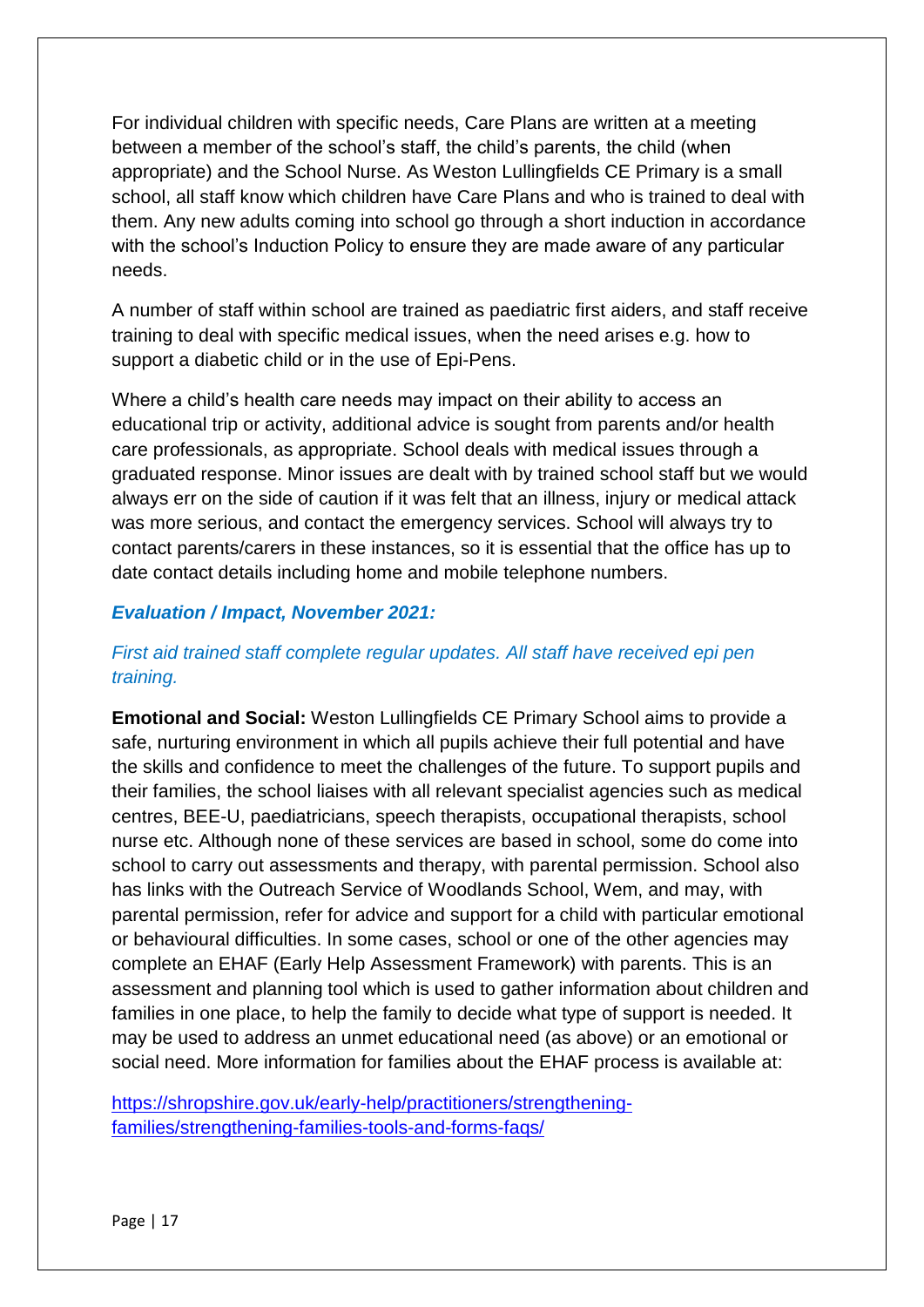For individual children with specific needs, Care Plans are written at a meeting between a member of the school's staff, the child's parents, the child (when appropriate) and the School Nurse. As Weston Lullingfields CE Primary is a small school, all staff know which children have Care Plans and who is trained to deal with them. Any new adults coming into school go through a short induction in accordance with the school's Induction Policy to ensure they are made aware of any particular needs.

A number of staff within school are trained as paediatric first aiders, and staff receive training to deal with specific medical issues, when the need arises e.g. how to support a diabetic child or in the use of Epi-Pens.

Where a child's health care needs may impact on their ability to access an educational trip or activity, additional advice is sought from parents and/or health care professionals, as appropriate. School deals with medical issues through a graduated response. Minor issues are dealt with by trained school staff but we would always err on the side of caution if it was felt that an illness, injury or medical attack was more serious, and contact the emergency services. School will always try to contact parents/carers in these instances, so it is essential that the office has up to date contact details including home and mobile telephone numbers.

***Evaluation / Impact, November 2021:***

*First aid trained staff complete regular updates. All staff have received epi pen training.*

**Emotional and Social:** Weston Lullingfields CE Primary School aims to provide a safe, nurturing environment in which all pupils achieve their full potential and have the skills and confidence to meet the challenges of the future. To support pupils and their families, the school liaises with all relevant specialist agencies such as medical centres, BEE-U, paediatricians, speech therapists, occupational therapists, school nurse etc. Although none of these services are based in school, some do come into school to carry out assessments and therapy, with parental permission. School also has links with the Outreach Service of Woodlands School, Wem, and may, with parental permission, refer for advice and support for a child with particular emotional or behavioural difficulties. In some cases, school or one of the other agencies may complete an EHAF (Early Help Assessment Framework) with parents. This is an assessment and planning tool which is used to gather information about children and families in one place, to help the family to decide what type of support is needed. It may be used to address an unmet educational need (as above) or an emotional or social need. More information for families about the EHAF process is available at:

[https://shropshire.gov.uk/early-help/practitioners/strengthening-families/strengthening-families-tools-and-forms-faqs/](https://shropshire.gov.uk/early-help/practitioners/strengthening-families/strengthening-families-tools-and-forms-faqs/)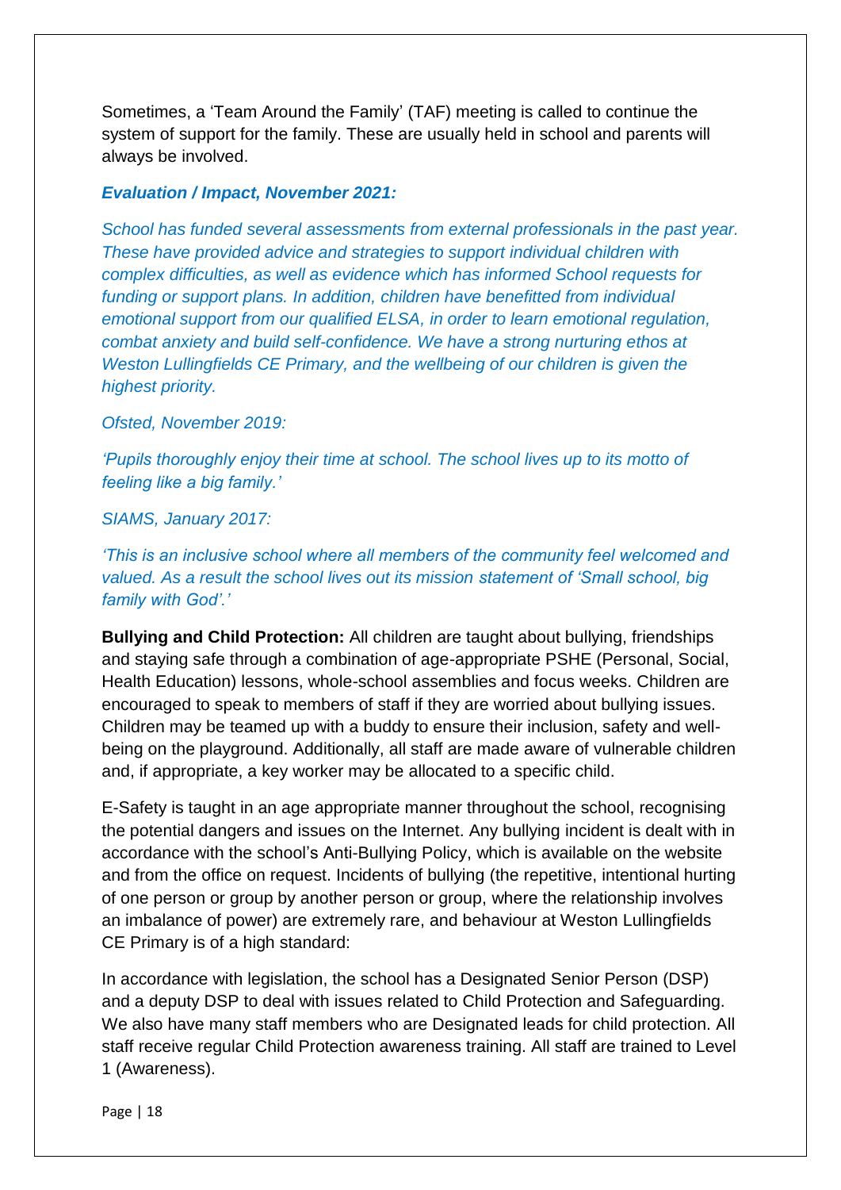Sometimes, a 'Team Around the Family' (TAF) meeting is called to continue the system of support for the family. These are usually held in school and parents will always be involved.

***Evaluation / Impact, November 2021:***

*School has funded several assessments from external professionals in the past year. These have provided advice and strategies to support individual children with complex difficulties, as well as evidence which has informed School requests for funding or support plans. In addition, children have benefitted from individual emotional support from our qualified ELSA, in order to learn emotional regulation, combat anxiety and build self-confidence. We have a strong nurturing ethos at Weston Lullingfields CE Primary, and the wellbeing of our children is given the highest priority.*

*Ofsted, November 2019:*

*'Pupils thoroughly enjoy their time at school. The school lives up to its motto of feeling like a big family.'*

*SIAMS, January 2017:*

*'This is an inclusive school where all members of the community feel welcomed and valued. As a result the school lives out its mission statement of 'Small school, big family with God'.'*

**Bullying and Child Protection:** All children are taught about bullying, friendships and staying safe through a combination of age-appropriate PSHE (Personal, Social, Health Education) lessons, whole-school assemblies and focus weeks. Children are encouraged to speak to members of staff if they are worried about bullying issues. Children may be teamed up with a buddy to ensure their inclusion, safety and well-being on the playground. Additionally, all staff are made aware of vulnerable children and, if appropriate, a key worker may be allocated to a specific child.

E-Safety is taught in an age appropriate manner throughout the school, recognising the potential dangers and issues on the Internet. Any bullying incident is dealt with in accordance with the school's Anti-Bullying Policy, which is available on the website and from the office on request. Incidents of bullying (the repetitive, intentional hurting of one person or group by another person or group, where the relationship involves an imbalance of power) are extremely rare, and behaviour at Weston Lullingfields CE Primary is of a high standard:

In accordance with legislation, the school has a Designated Senior Person (DSP) and a deputy DSP to deal with issues related to Child Protection and Safeguarding. We also have many staff members who are Designated leads for child protection. All staff receive regular Child Protection awareness training. All staff are trained to Level 1 (Awareness).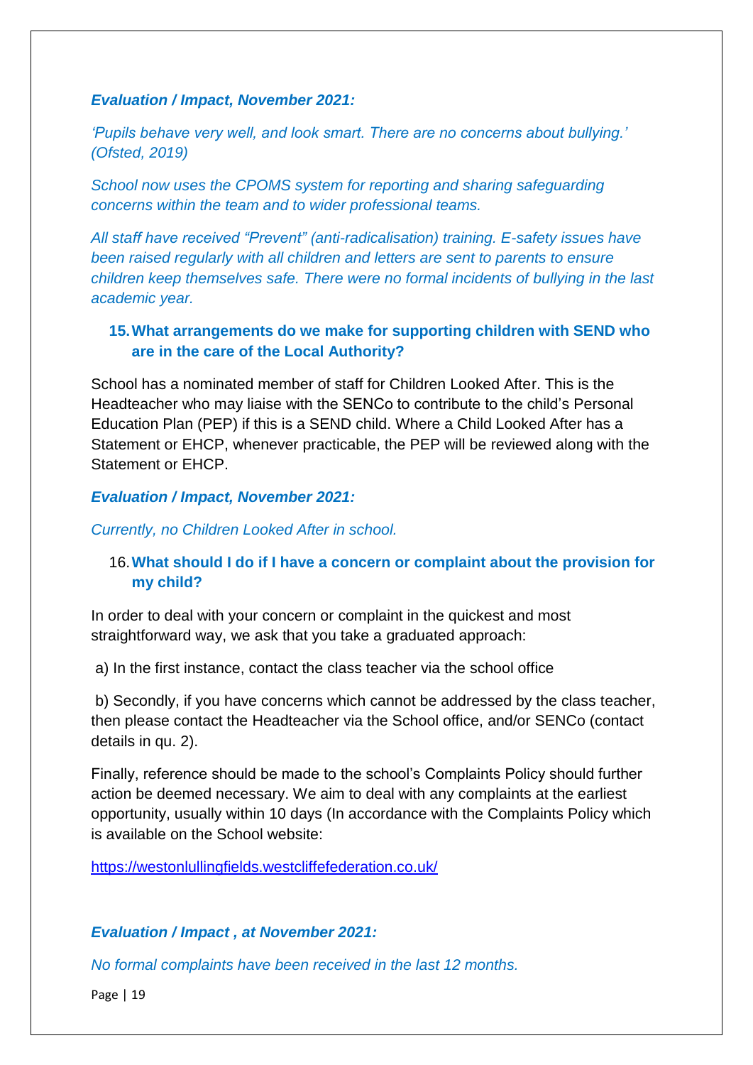***Evaluation / Impact, November 2021:***

*'Pupils behave very well, and look smart. There are no concerns about bullying.' (Ofsted, 2019)*

*School now uses the CPOMS system for reporting and sharing safeguarding concerns within the team and to wider professional teams.*

*All staff have received "Prevent" (anti-radicalisation) training. E-safety issues have been raised regularly with all children and letters are sent to parents to ensure children keep themselves safe. There were no formal incidents of bullying in the last academic year.*

### 15. What arrangements do we make for supporting children with SEND who are in the care of the Local Authority?

School has a nominated member of staff for Children Looked After. This is the Headteacher who may liaise with the SENCo to contribute to the child's Personal Education Plan (PEP) if this is a SEND child. Where a Child Looked After has a Statement or EHCP, whenever practicable, the PEP will be reviewed along with the Statement or EHCP.

***Evaluation / Impact, November 2021:***

*Currently, no Children Looked After in school.*

### 16. What should I do if I have a concern or complaint about the provision for my child?

In order to deal with your concern or complaint in the quickest and most straightforward way, we ask that you take a graduated approach:

a) In the first instance, contact the class teacher via the school office

b) Secondly, if you have concerns which cannot be addressed by the class teacher, then please contact the Headteacher via the School office, and/or SENCo (contact details in qu. 2).

Finally, reference should be made to the school's Complaints Policy should further action be deemed necessary. We aim to deal with any complaints at the earliest opportunity, usually within 10 days (In accordance with the Complaints Policy which is available on the School website:

https://westonlullingfields.westcliffefederation.co.uk/

***Evaluation / Impact , at November 2021:***

*No formal complaints have been received in the last 12 months.*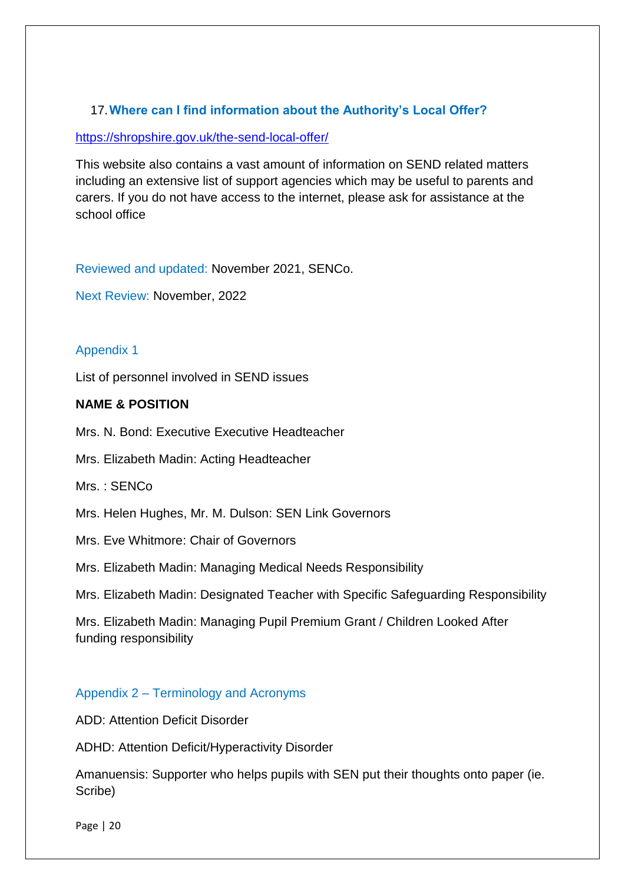## 17. Where can I find information about the Authority's Local Offer?

https://shropshire.gov.uk/the-send-local-offer/

This website also contains a vast amount of information on SEND related matters including an extensive list of support agencies which may be useful to parents and carers. If you do not have access to the internet, please ask for assistance at the school office

Reviewed and updated: November 2021, SENCo.

Next Review: November, 2022

### Appendix 1

List of personnel involved in SEND issues

**NAME & POSITION**

Mrs. N. Bond: Executive Executive Headteacher

Mrs. Elizabeth Madin: Acting Headteacher

Mrs. : SENCo

Mrs. Helen Hughes, Mr. M. Dulson: SEN Link Governors

Mrs. Eve Whitmore: Chair of Governors

Mrs. Elizabeth Madin: Managing Medical Needs Responsibility

Mrs. Elizabeth Madin: Designated Teacher with Specific Safeguarding Responsibility

Mrs. Elizabeth Madin: Managing Pupil Premium Grant / Children Looked After funding responsibility

### Appendix 2 – Terminology and Acronyms

ADD: Attention Deficit Disorder

ADHD: Attention Deficit/Hyperactivity Disorder

Amanuensis: Supporter who helps pupils with SEN put their thoughts onto paper (ie. Scribe)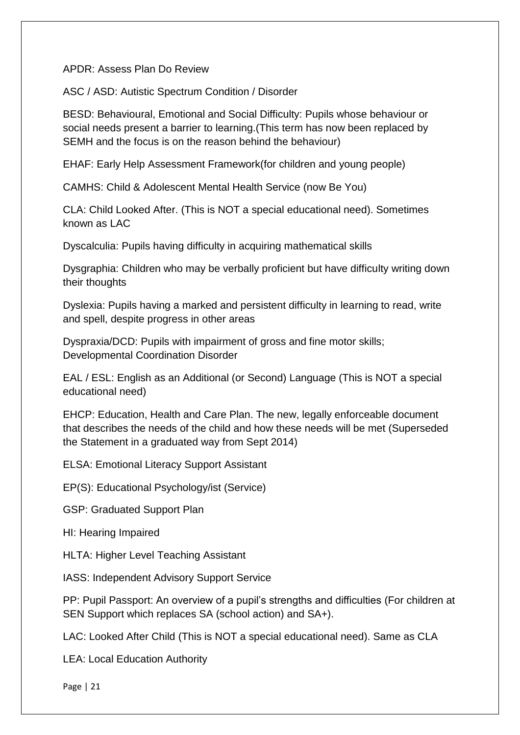APDR: Assess Plan Do Review

ASC / ASD: Autistic Spectrum Condition / Disorder

BESD: Behavioural, Emotional and Social Difficulty: Pupils whose behaviour or social needs present a barrier to learning.(This term has now been replaced by SEMH and the focus is on the reason behind the behaviour)

EHAF: Early Help Assessment Framework(for children and young people)

CAMHS: Child & Adolescent Mental Health Service (now Be You)

CLA: Child Looked After. (This is NOT a special educational need). Sometimes known as LAC

Dyscalculia: Pupils having difficulty in acquiring mathematical skills

Dysgraphia: Children who may be verbally proficient but have difficulty writing down their thoughts

Dyslexia: Pupils having a marked and persistent difficulty in learning to read, write and spell, despite progress in other areas

Dyspraxia/DCD: Pupils with impairment of gross and fine motor skills; Developmental Coordination Disorder

EAL / ESL: English as an Additional (or Second) Language (This is NOT a special educational need)

EHCP: Education, Health and Care Plan. The new, legally enforceable document that describes the needs of the child and how these needs will be met (Superseded the Statement in a graduated way from Sept 2014)

ELSA: Emotional Literacy Support Assistant

EP(S): Educational Psychology/ist (Service)

GSP: Graduated Support Plan

HI: Hearing Impaired

HLTA: Higher Level Teaching Assistant

IASS: Independent Advisory Support Service

PP: Pupil Passport: An overview of a pupil's strengths and difficulties (For children at SEN Support which replaces SA (school action) and SA+).

LAC: Looked After Child (This is NOT a special educational need). Same as CLA

LEA: Local Education Authority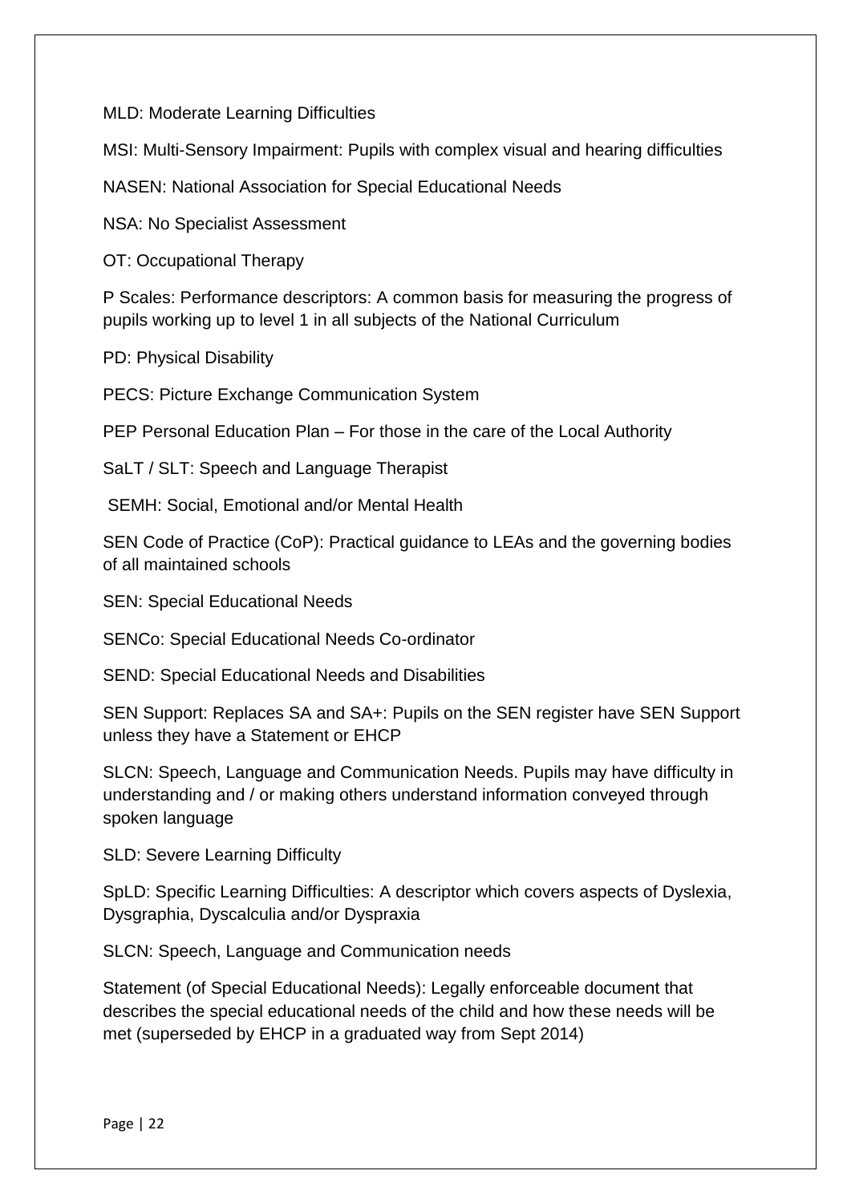MLD: Moderate Learning Difficulties

MSI: Multi-Sensory Impairment: Pupils with complex visual and hearing difficulties

NASEN: National Association for Special Educational Needs

NSA: No Specialist Assessment

OT: Occupational Therapy

P Scales: Performance descriptors: A common basis for measuring the progress of pupils working up to level 1 in all subjects of the National Curriculum

PD: Physical Disability

PECS: Picture Exchange Communication System

PEP Personal Education Plan – For those in the care of the Local Authority

SaLT / SLT: Speech and Language Therapist

SEMH: Social, Emotional and/or Mental Health

SEN Code of Practice (CoP): Practical guidance to LEAs and the governing bodies of all maintained schools

SEN: Special Educational Needs

SENCo: Special Educational Needs Co-ordinator

SEND: Special Educational Needs and Disabilities

SEN Support: Replaces SA and SA+: Pupils on the SEN register have SEN Support unless they have a Statement or EHCP

SLCN: Speech, Language and Communication Needs. Pupils may have difficulty in understanding and / or making others understand information conveyed through spoken language

SLD: Severe Learning Difficulty

SpLD: Specific Learning Difficulties: A descriptor which covers aspects of Dyslexia, Dysgraphia, Dyscalculia and/or Dyspraxia

SLCN: Speech, Language and Communication needs

Statement (of Special Educational Needs): Legally enforceable document that describes the special educational needs of the child and how these needs will be met (superseded by EHCP in a graduated way from Sept 2014)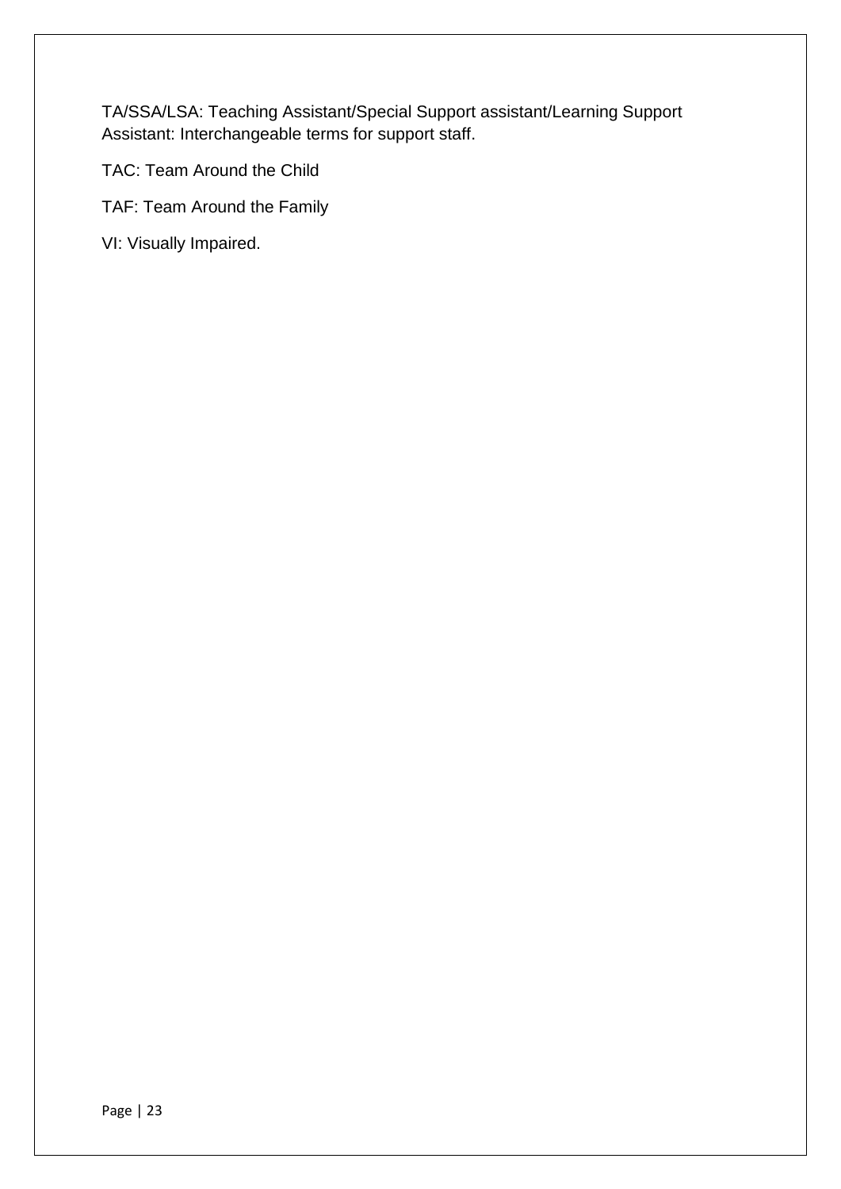TA/SSA/LSA: Teaching Assistant/Special Support assistant/Learning Support Assistant: Interchangeable terms for support staff.

TAC: Team Around the Child

TAF: Team Around the Family

VI: Visually Impaired.